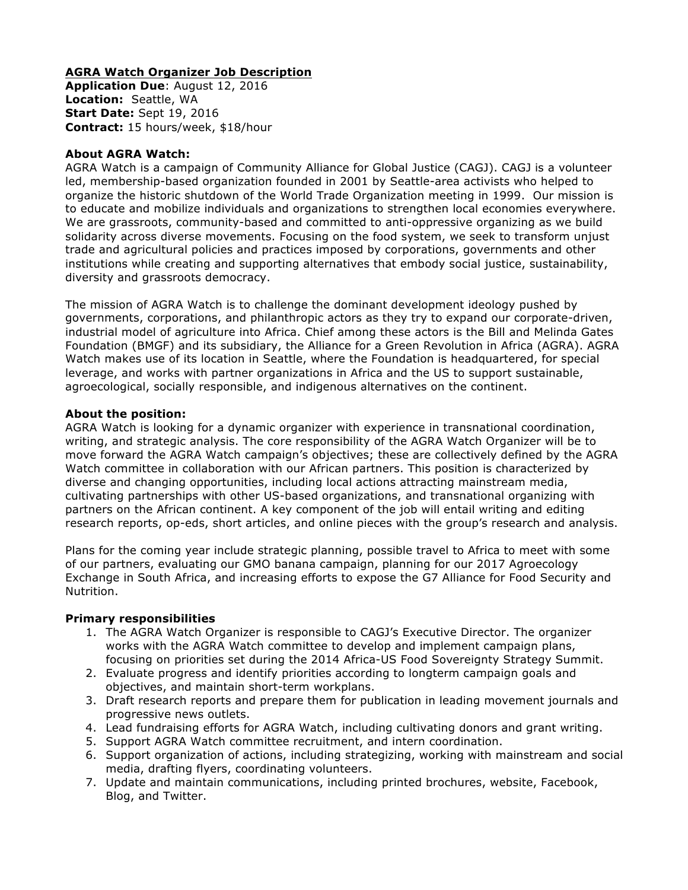# AGRA Watch Organizer Job Description

**Application Due**: August 12, 2016
**Location:** Seattle, WA
**Start Date:** Sept 19, 2016
**Contract:** 15 hours/week, $18/hour

**About AGRA Watch:**

AGRA Watch is a campaign of Community Alliance for Global Justice (CAGJ). CAGJ is a volunteer led, membership-based organization founded in 2001 by Seattle-area activists who helped to organize the historic shutdown of the World Trade Organization meeting in 1999. Our mission is to educate and mobilize individuals and organizations to strengthen local economies everywhere. We are grassroots, community-based and committed to anti-oppressive organizing as we build solidarity across diverse movements. Focusing on the food system, we seek to transform unjust trade and agricultural policies and practices imposed by corporations, governments and other institutions while creating and supporting alternatives that embody social justice, sustainability, diversity and grassroots democracy.

The mission of AGRA Watch is to challenge the dominant development ideology pushed by governments, corporations, and philanthropic actors as they try to expand our corporate-driven, industrial model of agriculture into Africa. Chief among these actors is the Bill and Melinda Gates Foundation (BMGF) and its subsidiary, the Alliance for a Green Revolution in Africa (AGRA). AGRA Watch makes use of its location in Seattle, where the Foundation is headquartered, for special leverage, and works with partner organizations in Africa and the US to support sustainable, agroecological, socially responsible, and indigenous alternatives on the continent.

**About the position:**

AGRA Watch is looking for a dynamic organizer with experience in transnational coordination, writing, and strategic analysis. The core responsibility of the AGRA Watch Organizer will be to move forward the AGRA Watch campaign's objectives; these are collectively defined by the AGRA Watch committee in collaboration with our African partners. This position is characterized by diverse and changing opportunities, including local actions attracting mainstream media, cultivating partnerships with other US-based organizations, and transnational organizing with partners on the African continent. A key component of the job will entail writing and editing research reports, op-eds, short articles, and online pieces with the group's research and analysis.

Plans for the coming year include strategic planning, possible travel to Africa to meet with some of our partners, evaluating our GMO banana campaign, planning for our 2017 Agroecology Exchange in South Africa, and increasing efforts to expose the G7 Alliance for Food Security and Nutrition.

**Primary responsibilities**

1. The AGRA Watch Organizer is responsible to CAGJ's Executive Director. The organizer works with the AGRA Watch committee to develop and implement campaign plans, focusing on priorities set during the 2014 Africa-US Food Sovereignty Strategy Summit.
2. Evaluate progress and identify priorities according to longterm campaign goals and objectives, and maintain short-term workplans.
3. Draft research reports and prepare them for publication in leading movement journals and progressive news outlets.
4. Lead fundraising efforts for AGRA Watch, including cultivating donors and grant writing.
5. Support AGRA Watch committee recruitment, and intern coordination.
6. Support organization of actions, including strategizing, working with mainstream and social media, drafting flyers, coordinating volunteers.
7. Update and maintain communications, including printed brochures, website, Facebook, Blog, and Twitter.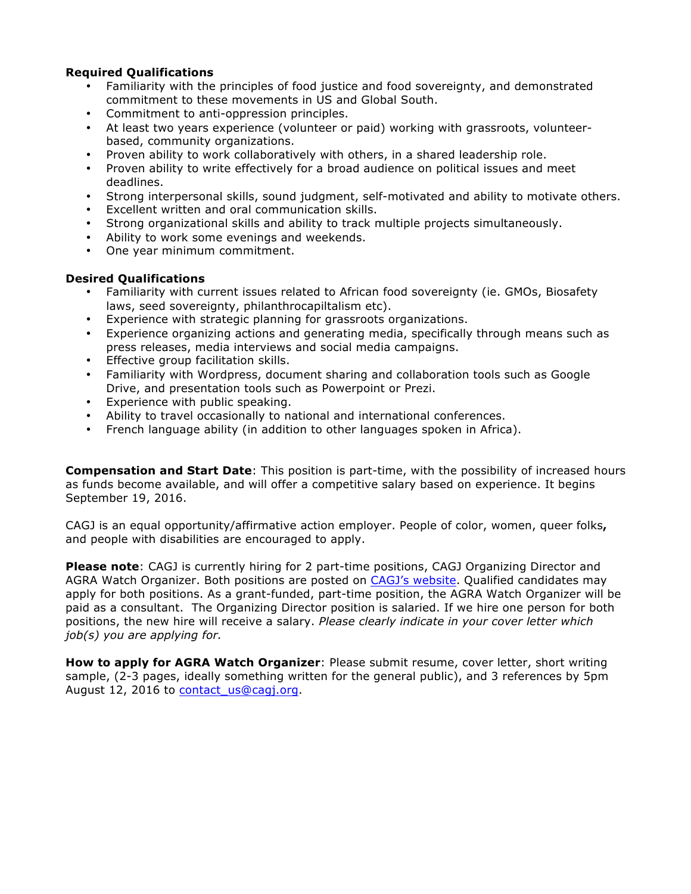**Required Qualifications**

- Familiarity with the principles of food justice and food sovereignty, and demonstrated commitment to these movements in US and Global South.
- Commitment to anti-oppression principles.
- At least two years experience (volunteer or paid) working with grassroots, volunteer-based, community organizations.
- Proven ability to work collaboratively with others, in a shared leadership role.
- Proven ability to write effectively for a broad audience on political issues and meet deadlines.
- Strong interpersonal skills, sound judgment, self-motivated and ability to motivate others.
- Excellent written and oral communication skills.
- Strong organizational skills and ability to track multiple projects simultaneously.
- Ability to work some evenings and weekends.
- One year minimum commitment.

**Desired Qualifications**

- Familiarity with current issues related to African food sovereignty (ie. GMOs, Biosafety laws, seed sovereignty, philanthrocapiltalism etc).
- Experience with strategic planning for grassroots organizations.
- Experience organizing actions and generating media, specifically through means such as press releases, media interviews and social media campaigns.
- Effective group facilitation skills.
- Familiarity with Wordpress, document sharing and collaboration tools such as Google Drive, and presentation tools such as Powerpoint or Prezi.
- Experience with public speaking.
- Ability to travel occasionally to national and international conferences.
- French language ability (in addition to other languages spoken in Africa).

**Compensation and Start Date**: This position is part-time, with the possibility of increased hours as funds become available, and will offer a competitive salary based on experience. It begins September 19, 2016.

CAGJ is an equal opportunity/affirmative action employer. People of color, women, queer folks**,** and people with disabilities are encouraged to apply.

**Please note**: CAGJ is currently hiring for 2 part-time positions, CAGJ Organizing Director and AGRA Watch Organizer. Both positions are posted on CAGJ's website. Qualified candidates may apply for both positions. As a grant-funded, part-time position, the AGRA Watch Organizer will be paid as a consultant. The Organizing Director position is salaried. If we hire one person for both positions, the new hire will receive a salary. *Please clearly indicate in your cover letter which job(s) you are applying for.*

**How to apply for AGRA Watch Organizer**: Please submit resume, cover letter, short writing sample, (2-3 pages, ideally something written for the general public), and 3 references by 5pm August 12, 2016 to contact_us@cagj.org.